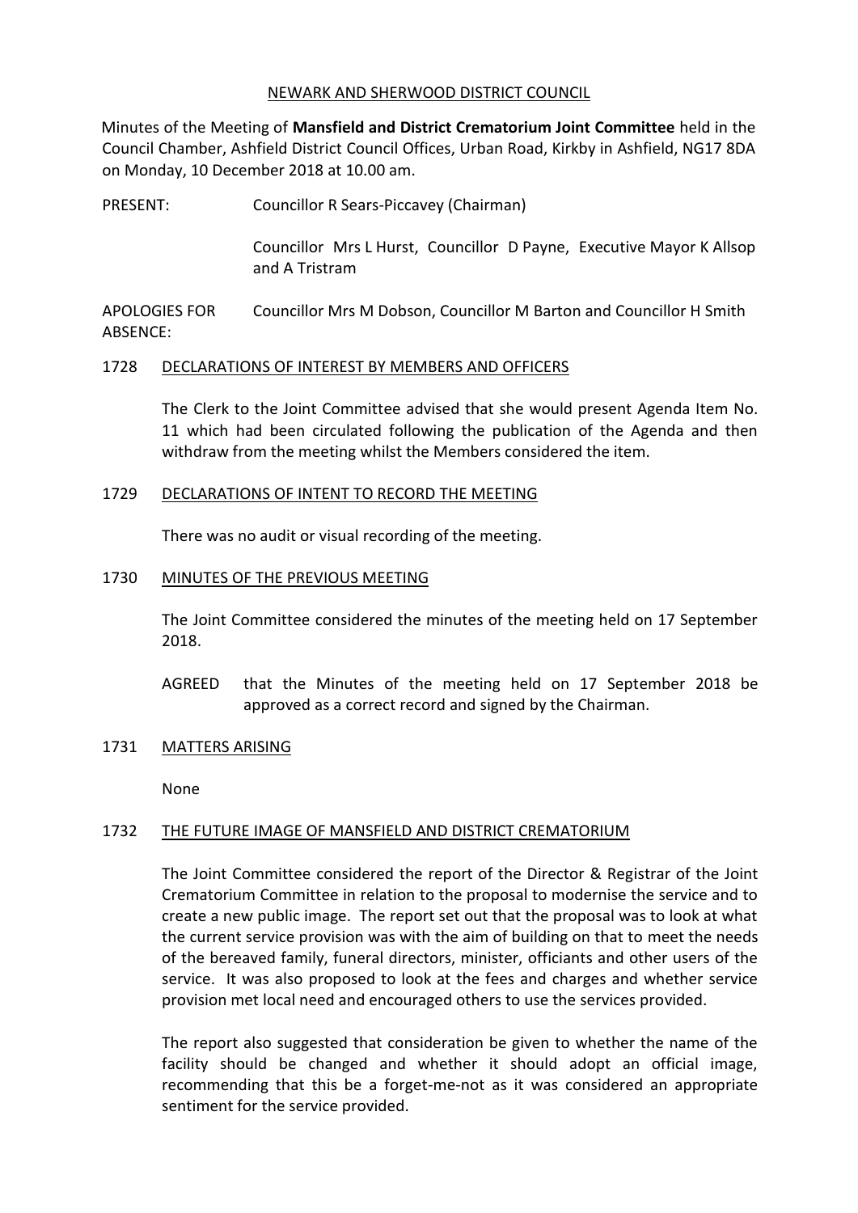NEWARK AND SHERWOOD DISTRICT COUNCIL

Minutes of the Meeting of **Mansfield and District Crematorium Joint Committee** held in the Council Chamber, Ashfield District Council Offices, Urban Road, Kirkby in Ashfield, NG17 8DA on Monday, 10 December 2018 at 10.00 am.

PRESENT: Councillor R Sears-Piccavey (Chairman)

Councillor Mrs L Hurst, Councillor D Payne, Executive Mayor K Allsop and A Tristram

APOLOGIES FOR ABSENCE: Councillor Mrs M Dobson, Councillor M Barton and Councillor H Smith

## 1728 DECLARATIONS OF INTEREST BY MEMBERS AND OFFICERS

The Clerk to the Joint Committee advised that she would present Agenda Item No. 11 which had been circulated following the publication of the Agenda and then withdraw from the meeting whilst the Members considered the item.

## 1729 DECLARATIONS OF INTENT TO RECORD THE MEETING

There was no audit or visual recording of the meeting.

## 1730 MINUTES OF THE PREVIOUS MEETING

The Joint Committee considered the minutes of the meeting held on 17 September 2018.

AGREED that the Minutes of the meeting held on 17 September 2018 be approved as a correct record and signed by the Chairman.

## 1731 MATTERS ARISING

None

## 1732 THE FUTURE IMAGE OF MANSFIELD AND DISTRICT CREMATORIUM

The Joint Committee considered the report of the Director & Registrar of the Joint Crematorium Committee in relation to the proposal to modernise the service and to create a new public image. The report set out that the proposal was to look at what the current service provision was with the aim of building on that to meet the needs of the bereaved family, funeral directors, minister, officiants and other users of the service. It was also proposed to look at the fees and charges and whether service provision met local need and encouraged others to use the services provided.

The report also suggested that consideration be given to whether the name of the facility should be changed and whether it should adopt an official image, recommending that this be a forget-me-not as it was considered an appropriate sentiment for the service provided.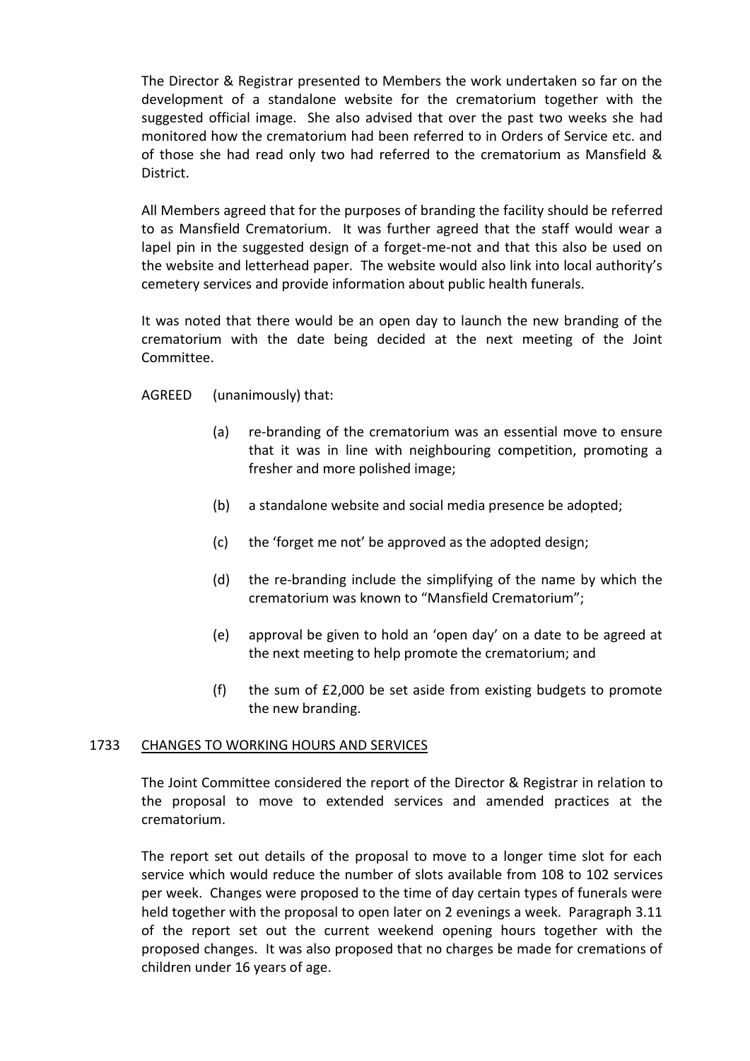The Director & Registrar presented to Members the work undertaken so far on the development of a standalone website for the crematorium together with the suggested official image. She also advised that over the past two weeks she had monitored how the crematorium had been referred to in Orders of Service etc. and of those she had read only two had referred to the crematorium as Mansfield & District.

All Members agreed that for the purposes of branding the facility should be referred to as Mansfield Crematorium. It was further agreed that the staff would wear a lapel pin in the suggested design of a forget-me-not and that this also be used on the website and letterhead paper. The website would also link into local authority's cemetery services and provide information about public health funerals.

It was noted that there would be an open day to launch the new branding of the crematorium with the date being decided at the next meeting of the Joint Committee.

AGREED (unanimously) that:

(a) re-branding of the crematorium was an essential move to ensure that it was in line with neighbouring competition, promoting a fresher and more polished image;

(b) a standalone website and social media presence be adopted;

(c) the 'forget me not' be approved as the adopted design;

(d) the re-branding include the simplifying of the name by which the crematorium was known to "Mansfield Crematorium";

(e) approval be given to hold an 'open day' on a date to be agreed at the next meeting to help promote the crematorium; and

(f) the sum of £2,000 be set aside from existing budgets to promote the new branding.

## 1733 CHANGES TO WORKING HOURS AND SERVICES

The Joint Committee considered the report of the Director & Registrar in relation to the proposal to move to extended services and amended practices at the crematorium.

The report set out details of the proposal to move to a longer time slot for each service which would reduce the number of slots available from 108 to 102 services per week. Changes were proposed to the time of day certain types of funerals were held together with the proposal to open later on 2 evenings a week. Paragraph 3.11 of the report set out the current weekend opening hours together with the proposed changes. It was also proposed that no charges be made for cremations of children under 16 years of age.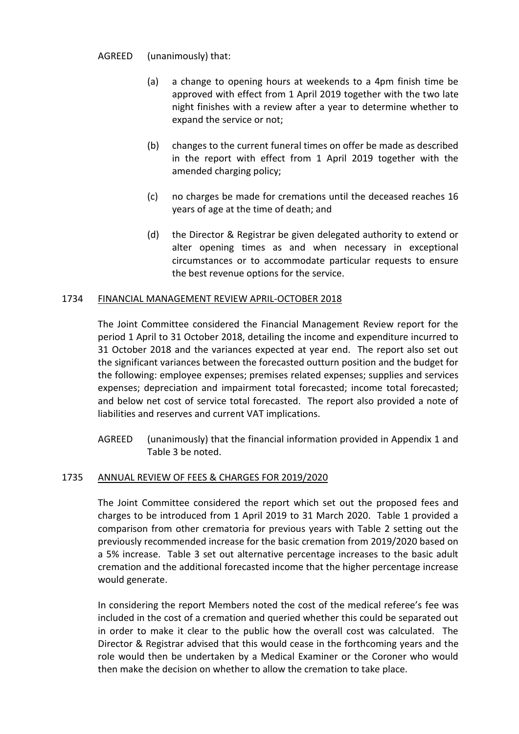AGREED (unanimously) that:

(a) a change to opening hours at weekends to a 4pm finish time be approved with effect from 1 April 2019 together with the two late night finishes with a review after a year to determine whether to expand the service or not;

(b) changes to the current funeral times on offer be made as described in the report with effect from 1 April 2019 together with the amended charging policy;

(c) no charges be made for cremations until the deceased reaches 16 years of age at the time of death; and

(d) the Director & Registrar be given delegated authority to extend or alter opening times as and when necessary in exceptional circumstances or to accommodate particular requests to ensure the best revenue options for the service.

## 1734 FINANCIAL MANAGEMENT REVIEW APRIL-OCTOBER 2018

The Joint Committee considered the Financial Management Review report for the period 1 April to 31 October 2018, detailing the income and expenditure incurred to 31 October 2018 and the variances expected at year end. The report also set out the significant variances between the forecasted outturn position and the budget for the following: employee expenses; premises related expenses; supplies and services expenses; depreciation and impairment total forecasted; income total forecasted; and below net cost of service total forecasted. The report also provided a note of liabilities and reserves and current VAT implications.

AGREED (unanimously) that the financial information provided in Appendix 1 and Table 3 be noted.

## 1735 ANNUAL REVIEW OF FEES & CHARGES FOR 2019/2020

The Joint Committee considered the report which set out the proposed fees and charges to be introduced from 1 April 2019 to 31 March 2020. Table 1 provided a comparison from other crematoria for previous years with Table 2 setting out the previously recommended increase for the basic cremation from 2019/2020 based on a 5% increase. Table 3 set out alternative percentage increases to the basic adult cremation and the additional forecasted income that the higher percentage increase would generate.

In considering the report Members noted the cost of the medical referee's fee was included in the cost of a cremation and queried whether this could be separated out in order to make it clear to the public how the overall cost was calculated. The Director & Registrar advised that this would cease in the forthcoming years and the role would then be undertaken by a Medical Examiner or the Coroner who would then make the decision on whether to allow the cremation to take place.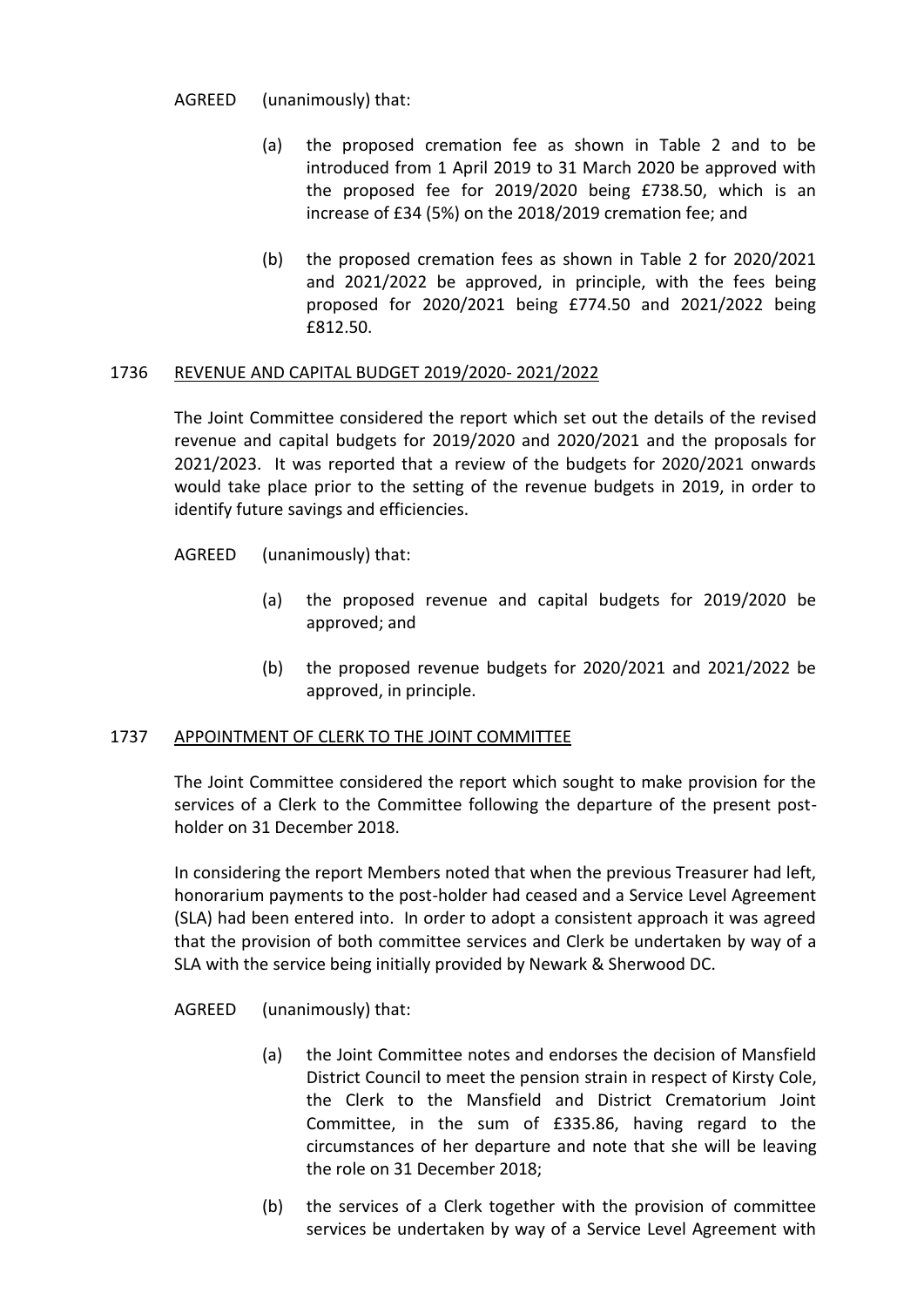AGREED (unanimously) that:

(a) the proposed cremation fee as shown in Table 2 and to be introduced from 1 April 2019 to 31 March 2020 be approved with the proposed fee for 2019/2020 being £738.50, which is an increase of £34 (5%) on the 2018/2019 cremation fee; and

(b) the proposed cremation fees as shown in Table 2 for 2020/2021 and 2021/2022 be approved, in principle, with the fees being proposed for 2020/2021 being £774.50 and 2021/2022 being £812.50.

## 1736 REVENUE AND CAPITAL BUDGET 2019/2020- 2021/2022

The Joint Committee considered the report which set out the details of the revised revenue and capital budgets for 2019/2020 and 2020/2021 and the proposals for 2021/2023. It was reported that a review of the budgets for 2020/2021 onwards would take place prior to the setting of the revenue budgets in 2019, in order to identify future savings and efficiencies.

AGREED (unanimously) that:

(a) the proposed revenue and capital budgets for 2019/2020 be approved; and

(b) the proposed revenue budgets for 2020/2021 and 2021/2022 be approved, in principle.

## 1737 APPOINTMENT OF CLERK TO THE JOINT COMMITTEE

The Joint Committee considered the report which sought to make provision for the services of a Clerk to the Committee following the departure of the present post-holder on 31 December 2018.

In considering the report Members noted that when the previous Treasurer had left, honorarium payments to the post-holder had ceased and a Service Level Agreement (SLA) had been entered into. In order to adopt a consistent approach it was agreed that the provision of both committee services and Clerk be undertaken by way of a SLA with the service being initially provided by Newark & Sherwood DC.

AGREED (unanimously) that:

(a) the Joint Committee notes and endorses the decision of Mansfield District Council to meet the pension strain in respect of Kirsty Cole, the Clerk to the Mansfield and District Crematorium Joint Committee, in the sum of £335.86, having regard to the circumstances of her departure and note that she will be leaving the role on 31 December 2018;

(b) the services of a Clerk together with the provision of committee services be undertaken by way of a Service Level Agreement with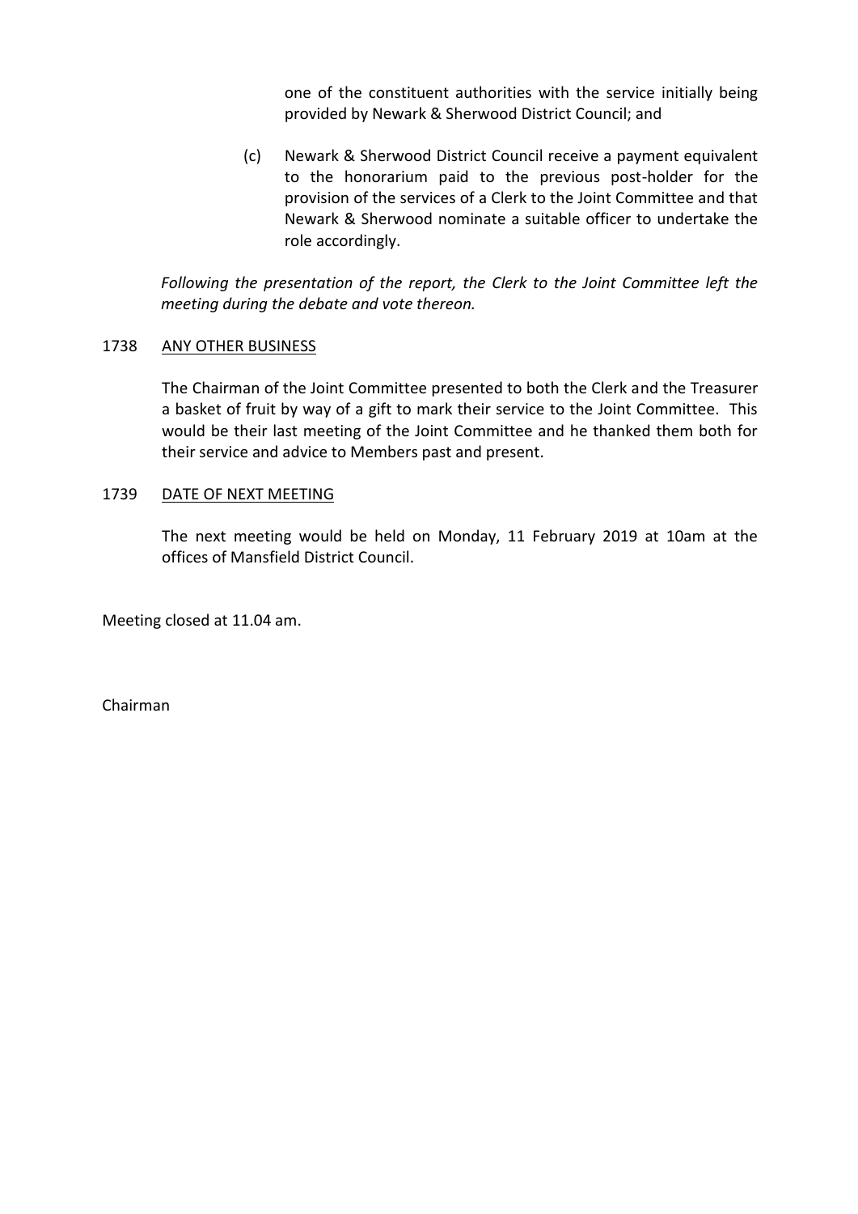one of the constituent authorities with the service initially being provided by Newark & Sherwood District Council; and

(c) Newark & Sherwood District Council receive a payment equivalent to the honorarium paid to the previous post-holder for the provision of the services of a Clerk to the Joint Committee and that Newark & Sherwood nominate a suitable officer to undertake the role accordingly.

*Following the presentation of the report, the Clerk to the Joint Committee left the meeting during the debate and vote thereon.*

1738 ANY OTHER BUSINESS

The Chairman of the Joint Committee presented to both the Clerk and the Treasurer a basket of fruit by way of a gift to mark their service to the Joint Committee. This would be their last meeting of the Joint Committee and he thanked them both for their service and advice to Members past and present.

1739 DATE OF NEXT MEETING

The next meeting would be held on Monday, 11 February 2019 at 10am at the offices of Mansfield District Council.

Meeting closed at 11.04 am.

Chairman